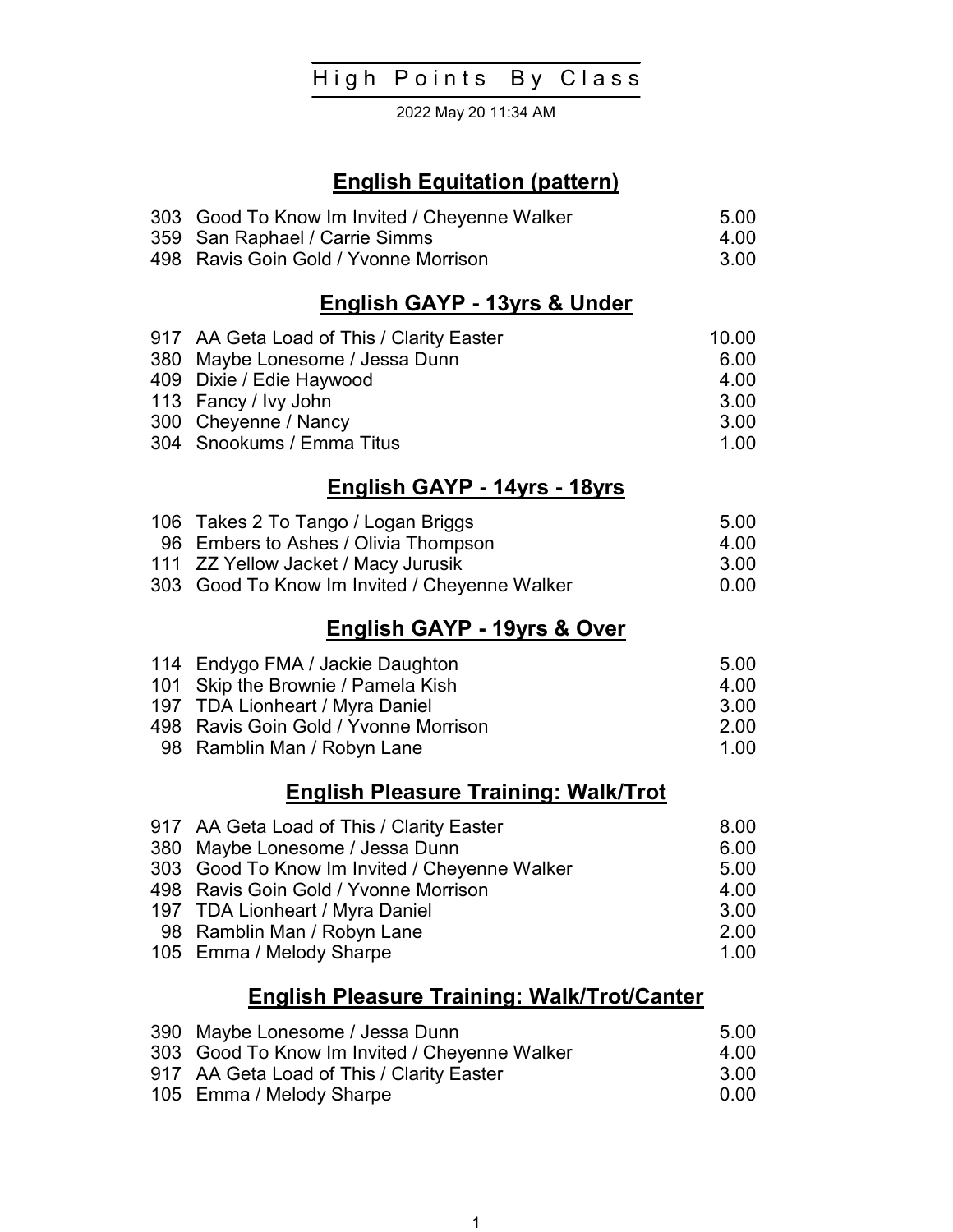# High Points By Class

2022 May 20 11:34 AM

## English Equitation (pattern)

| | | |
|---|---|---|
| 303 | Good To Know Im Invited / Cheyenne Walker | 5.00 |
| 359 | San Raphael / Carrie Simms | 4.00 |
| 498 | Ravis Goin Gold / Yvonne Morrison | 3.00 |

## English GAYP - 13yrs & Under

| | | |
|---|---|---|
| 917 | AA Geta Load of This / Clarity Easter | 10.00 |
| 380 | Maybe Lonesome / Jessa Dunn | 6.00 |
| 409 | Dixie / Edie Haywood | 4.00 |
| 113 | Fancy / Ivy John | 3.00 |
| 300 | Cheyenne / Nancy | 3.00 |
| 304 | Snookums / Emma Titus | 1.00 |

## English GAYP - 14yrs - 18yrs

| | | |
|---|---|---|
| 106 | Takes 2 To Tango / Logan Briggs | 5.00 |
| 96 | Embers to Ashes / Olivia Thompson | 4.00 |
| 111 | ZZ Yellow Jacket / Macy Jurusik | 3.00 |
| 303 | Good To Know Im Invited / Cheyenne Walker | 0.00 |

## English GAYP - 19yrs & Over

| | | |
|---|---|---|
| 114 | Endygo FMA / Jackie Daughton | 5.00 |
| 101 | Skip the Brownie / Pamela Kish | 4.00 |
| 197 | TDA Lionheart / Myra Daniel | 3.00 |
| 498 | Ravis Goin Gold / Yvonne Morrison | 2.00 |
| 98 | Ramblin Man / Robyn Lane | 1.00 |

## English Pleasure Training: Walk/Trot

| | | |
|---|---|---|
| 917 | AA Geta Load of This / Clarity Easter | 8.00 |
| 380 | Maybe Lonesome / Jessa Dunn | 6.00 |
| 303 | Good To Know Im Invited / Cheyenne Walker | 5.00 |
| 498 | Ravis Goin Gold / Yvonne Morrison | 4.00 |
| 197 | TDA Lionheart / Myra Daniel | 3.00 |
| 98 | Ramblin Man / Robyn Lane | 2.00 |
| 105 | Emma / Melody Sharpe | 1.00 |

## English Pleasure Training: Walk/Trot/Canter

| | | |
|---|---|---|
| 390 | Maybe Lonesome / Jessa Dunn | 5.00 |
| 303 | Good To Know Im Invited / Cheyenne Walker | 4.00 |
| 917 | AA Geta Load of This / Clarity Easter | 3.00 |
| 105 | Emma / Melody Sharpe | 0.00 |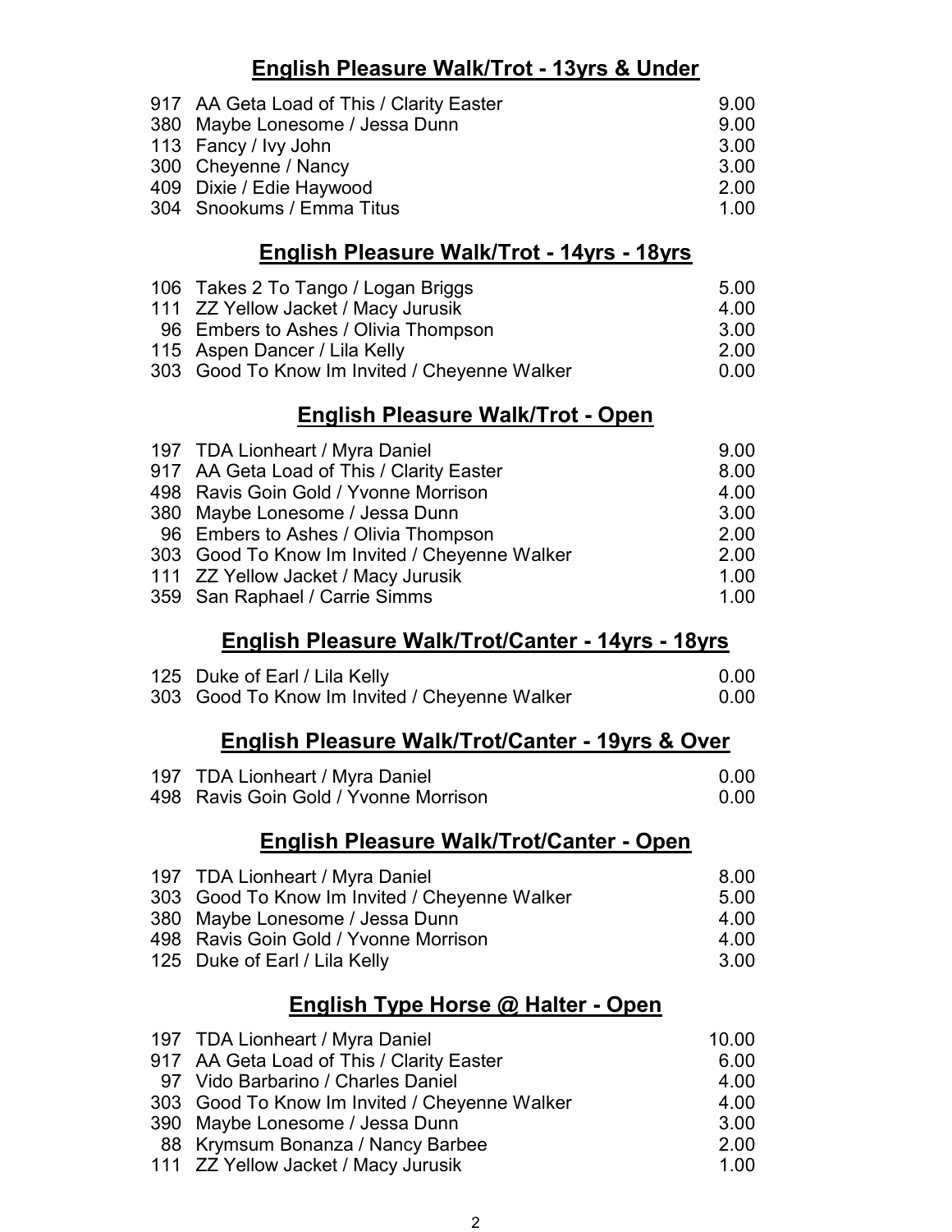## English Pleasure Walk/Trot - 13yrs & Under

| | | |
|---|---|---|
| 917 | AA Geta Load of This / Clarity Easter | 9.00 |
| 380 | Maybe Lonesome / Jessa Dunn | 9.00 |
| 113 | Fancy / Ivy John | 3.00 |
| 300 | Cheyenne / Nancy | 3.00 |
| 409 | Dixie / Edie Haywood | 2.00 |
| 304 | Snookums / Emma Titus | 1.00 |

## English Pleasure Walk/Trot - 14yrs - 18yrs

| | | |
|---|---|---|
| 106 | Takes 2 To Tango / Logan Briggs | 5.00 |
| 111 | ZZ Yellow Jacket / Macy Jurusik | 4.00 |
| 96 | Embers to Ashes / Olivia Thompson | 3.00 |
| 115 | Aspen Dancer / Lila Kelly | 2.00 |
| 303 | Good To Know Im Invited / Cheyenne Walker | 0.00 |

## English Pleasure Walk/Trot - Open

| | | |
|---|---|---|
| 197 | TDA Lionheart / Myra Daniel | 9.00 |
| 917 | AA Geta Load of This / Clarity Easter | 8.00 |
| 498 | Ravis Goin Gold / Yvonne Morrison | 4.00 |
| 380 | Maybe Lonesome / Jessa Dunn | 3.00 |
| 96 | Embers to Ashes / Olivia Thompson | 2.00 |
| 303 | Good To Know Im Invited / Cheyenne Walker | 2.00 |
| 111 | ZZ Yellow Jacket / Macy Jurusik | 1.00 |
| 359 | San Raphael / Carrie Simms | 1.00 |

## English Pleasure Walk/Trot/Canter - 14yrs - 18yrs

| | | |
|---|---|---|
| 125 | Duke of Earl / Lila Kelly | 0.00 |
| 303 | Good To Know Im Invited / Cheyenne Walker | 0.00 |

## English Pleasure Walk/Trot/Canter - 19yrs & Over

| | | |
|---|---|---|
| 197 | TDA Lionheart / Myra Daniel | 0.00 |
| 498 | Ravis Goin Gold / Yvonne Morrison | 0.00 |

## English Pleasure Walk/Trot/Canter - Open

| | | |
|---|---|---|
| 197 | TDA Lionheart / Myra Daniel | 8.00 |
| 303 | Good To Know Im Invited / Cheyenne Walker | 5.00 |
| 380 | Maybe Lonesome / Jessa Dunn | 4.00 |
| 498 | Ravis Goin Gold / Yvonne Morrison | 4.00 |
| 125 | Duke of Earl / Lila Kelly | 3.00 |

## English Type Horse @ Halter - Open

| | | |
|---|---|---|
| 197 | TDA Lionheart / Myra Daniel | 10.00 |
| 917 | AA Geta Load of This / Clarity Easter | 6.00 |
| 97 | Vido Barbarino / Charles Daniel | 4.00 |
| 303 | Good To Know Im Invited / Cheyenne Walker | 4.00 |
| 390 | Maybe Lonesome / Jessa Dunn | 3.00 |
| 88 | Krymsum Bonanza / Nancy Barbee | 2.00 |
| 111 | ZZ Yellow Jacket / Macy Jurusik | 1.00 |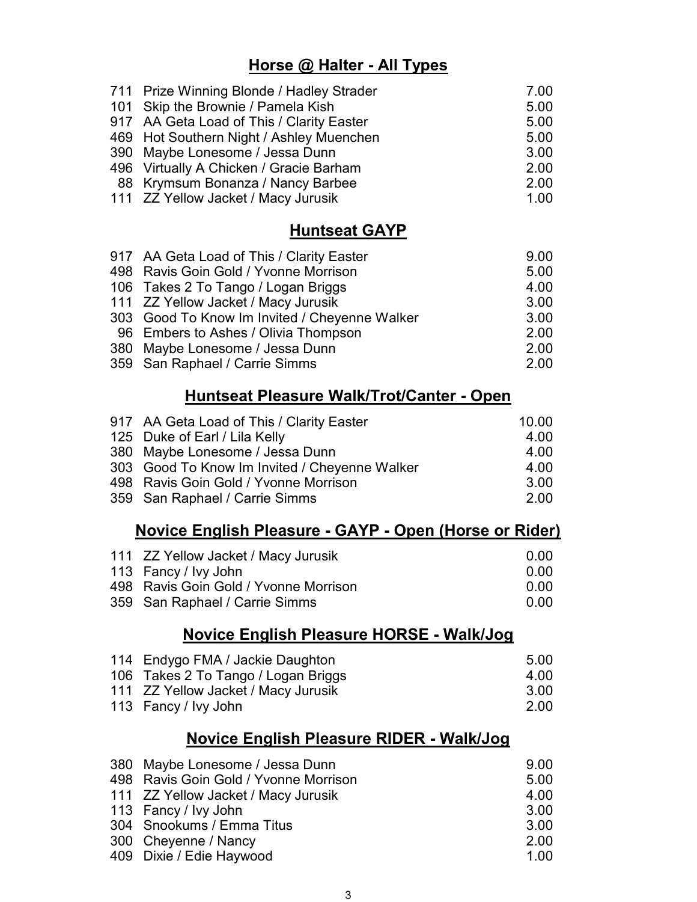## Horse @ Halter - All Types

| | | |
|---|---|---|
| 711 | Prize Winning Blonde / Hadley Strader | 7.00 |
| 101 | Skip the Brownie / Pamela Kish | 5.00 |
| 917 | AA Geta Load of This / Clarity Easter | 5.00 |
| 469 | Hot Southern Night / Ashley Muenchen | 5.00 |
| 390 | Maybe Lonesome / Jessa Dunn | 3.00 |
| 496 | Virtually A Chicken / Gracie Barham | 2.00 |
| 88 | Krymsum Bonanza / Nancy Barbee | 2.00 |
| 111 | ZZ Yellow Jacket / Macy Jurusik | 1.00 |

## Huntseat GAYP

| | | |
|---|---|---|
| 917 | AA Geta Load of This / Clarity Easter | 9.00 |
| 498 | Ravis Goin Gold / Yvonne Morrison | 5.00 |
| 106 | Takes 2 To Tango / Logan Briggs | 4.00 |
| 111 | ZZ Yellow Jacket / Macy Jurusik | 3.00 |
| 303 | Good To Know Im Invited / Cheyenne Walker | 3.00 |
| 96 | Embers to Ashes / Olivia Thompson | 2.00 |
| 380 | Maybe Lonesome / Jessa Dunn | 2.00 |
| 359 | San Raphael / Carrie Simms | 2.00 |

## Huntseat Pleasure Walk/Trot/Canter - Open

| | | |
|---|---|---|
| 917 | AA Geta Load of This / Clarity Easter | 10.00 |
| 125 | Duke of Earl / Lila Kelly | 4.00 |
| 380 | Maybe Lonesome / Jessa Dunn | 4.00 |
| 303 | Good To Know Im Invited / Cheyenne Walker | 4.00 |
| 498 | Ravis Goin Gold / Yvonne Morrison | 3.00 |
| 359 | San Raphael / Carrie Simms | 2.00 |

## Novice English Pleasure - GAYP - Open (Horse or Rider)

| | | |
|---|---|---|
| 111 | ZZ Yellow Jacket / Macy Jurusik | 0.00 |
| 113 | Fancy / Ivy John | 0.00 |
| 498 | Ravis Goin Gold / Yvonne Morrison | 0.00 |
| 359 | San Raphael / Carrie Simms | 0.00 |

## Novice English Pleasure HORSE - Walk/Jog

| | | |
|---|---|---|
| 114 | Endygo FMA / Jackie Daughton | 5.00 |
| 106 | Takes 2 To Tango / Logan Briggs | 4.00 |
| 111 | ZZ Yellow Jacket / Macy Jurusik | 3.00 |
| 113 | Fancy / Ivy John | 2.00 |

## Novice English Pleasure RIDER - Walk/Jog

| | | |
|---|---|---|
| 380 | Maybe Lonesome / Jessa Dunn | 9.00 |
| 498 | Ravis Goin Gold / Yvonne Morrison | 5.00 |
| 111 | ZZ Yellow Jacket / Macy Jurusik | 4.00 |
| 113 | Fancy / Ivy John | 3.00 |
| 304 | Snookums / Emma Titus | 3.00 |
| 300 | Cheyenne / Nancy | 2.00 |
| 409 | Dixie / Edie Haywood | 1.00 |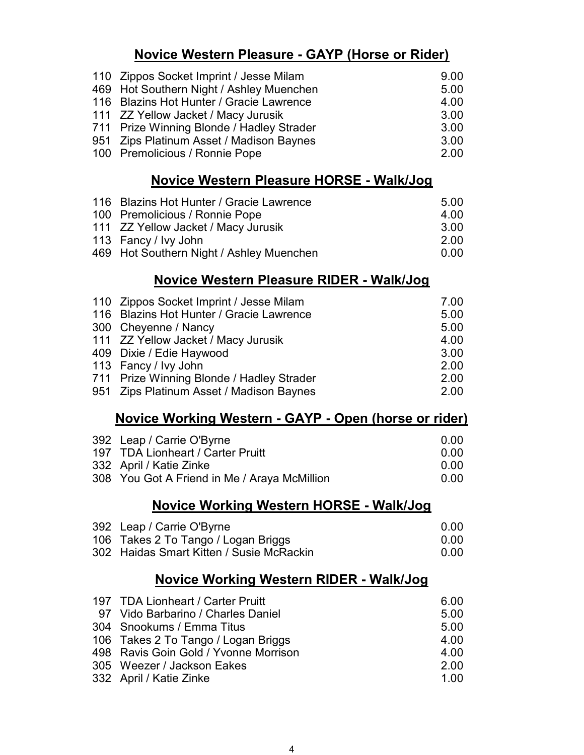## Novice Western Pleasure - GAYP (Horse or Rider)

| # | Horse / Rider | Points |
|---|---|---|
| 110 | Zippos Socket Imprint / Jesse Milam | 9.00 |
| 469 | Hot Southern Night / Ashley Muenchen | 5.00 |
| 116 | Blazins Hot Hunter / Gracie Lawrence | 4.00 |
| 111 | ZZ Yellow Jacket / Macy Jurusik | 3.00 |
| 711 | Prize Winning Blonde / Hadley Strader | 3.00 |
| 951 | Zips Platinum Asset / Madison Baynes | 3.00 |
| 100 | Premolicious / Ronnie Pope | 2.00 |

## Novice Western Pleasure HORSE - Walk/Jog

| # | Horse / Rider | Points |
|---|---|---|
| 116 | Blazins Hot Hunter / Gracie Lawrence | 5.00 |
| 100 | Premolicious / Ronnie Pope | 4.00 |
| 111 | ZZ Yellow Jacket / Macy Jurusik | 3.00 |
| 113 | Fancy / Ivy John | 2.00 |
| 469 | Hot Southern Night / Ashley Muenchen | 0.00 |

## Novice Western Pleasure RIDER - Walk/Jog

| # | Horse / Rider | Points |
|---|---|---|
| 110 | Zippos Socket Imprint / Jesse Milam | 7.00 |
| 116 | Blazins Hot Hunter / Gracie Lawrence | 5.00 |
| 300 | Cheyenne / Nancy | 5.00 |
| 111 | ZZ Yellow Jacket / Macy Jurusik | 4.00 |
| 409 | Dixie / Edie Haywood | 3.00 |
| 113 | Fancy / Ivy John | 2.00 |
| 711 | Prize Winning Blonde / Hadley Strader | 2.00 |
| 951 | Zips Platinum Asset / Madison Baynes | 2.00 |

## Novice Working Western - GAYP - Open (horse or rider)

| # | Horse / Rider | Points |
|---|---|---|
| 392 | Leap / Carrie O'Byrne | 0.00 |
| 197 | TDA Lionheart / Carter Pruitt | 0.00 |
| 332 | April / Katie Zinke | 0.00 |
| 308 | You Got A Friend in Me / Araya McMillion | 0.00 |

## Novice Working Western HORSE - Walk/Jog

| # | Horse / Rider | Points |
|---|---|---|
| 392 | Leap / Carrie O'Byrne | 0.00 |
| 106 | Takes 2 To Tango / Logan Briggs | 0.00 |
| 302 | Haidas Smart Kitten / Susie McRackin | 0.00 |

## Novice Working Western RIDER - Walk/Jog

| # | Horse / Rider | Points |
|---|---|---|
| 197 | TDA Lionheart / Carter Pruitt | 6.00 |
| 97 | Vido Barbarino / Charles Daniel | 5.00 |
| 304 | Snookums / Emma Titus | 5.00 |
| 106 | Takes 2 To Tango / Logan Briggs | 4.00 |
| 498 | Ravis Goin Gold / Yvonne Morrison | 4.00 |
| 305 | Weezer / Jackson Eakes | 2.00 |
| 332 | April / Katie Zinke | 1.00 |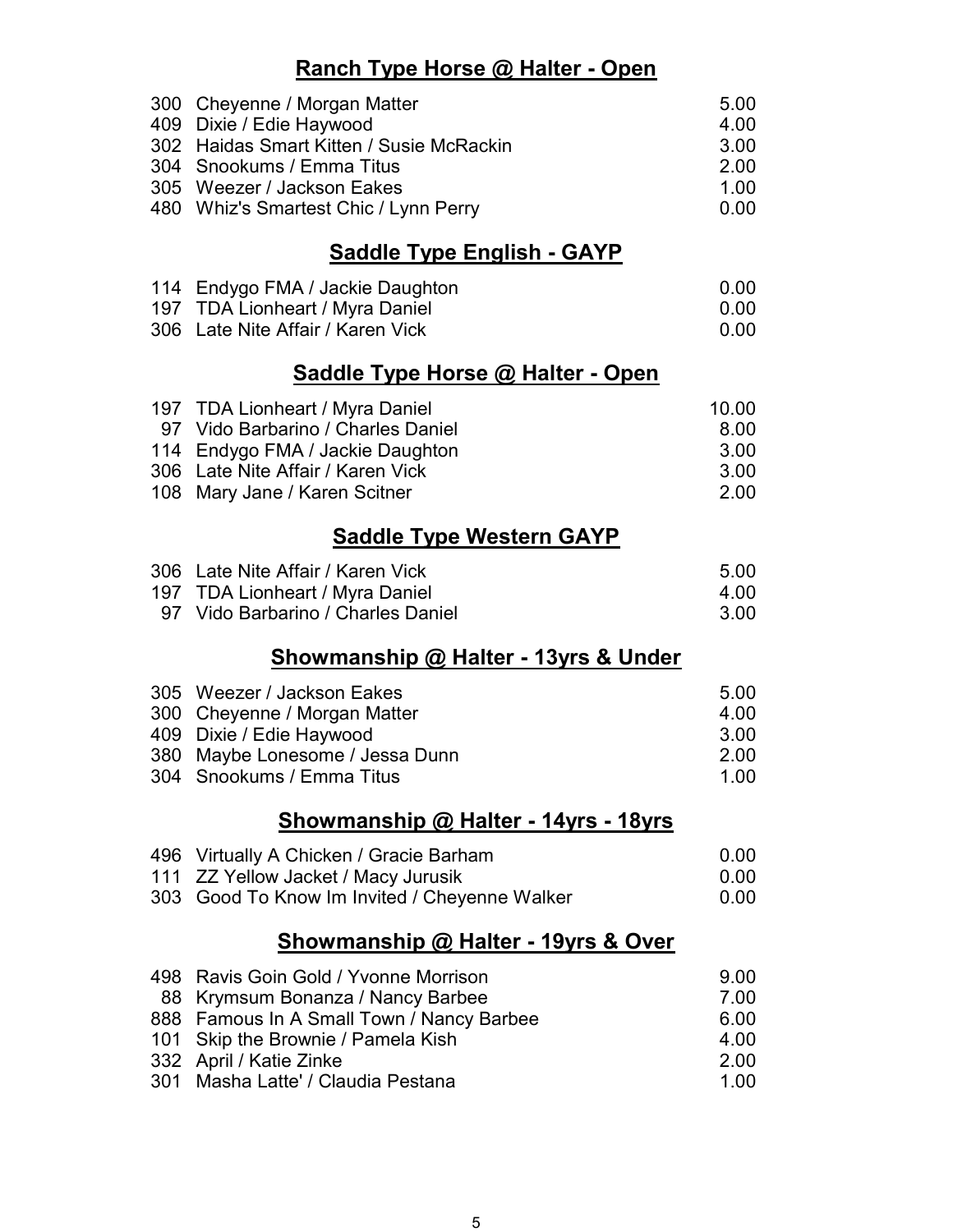## Ranch Type Horse @ Halter - Open

| | | |
|---|---|---|
| 300 | Cheyenne / Morgan Matter | 5.00 |
| 409 | Dixie / Edie Haywood | 4.00 |
| 302 | Haidas Smart Kitten / Susie McRackin | 3.00 |
| 304 | Snookums / Emma Titus | 2.00 |
| 305 | Weezer / Jackson Eakes | 1.00 |
| 480 | Whiz's Smartest Chic / Lynn Perry | 0.00 |

## Saddle Type English - GAYP

| | | |
|---|---|---|
| 114 | Endygo FMA / Jackie Daughton | 0.00 |
| 197 | TDA Lionheart / Myra Daniel | 0.00 |
| 306 | Late Nite Affair / Karen Vick | 0.00 |

## Saddle Type Horse @ Halter - Open

| | | |
|---|---|---|
| 197 | TDA Lionheart / Myra Daniel | 10.00 |
| 97 | Vido Barbarino / Charles Daniel | 8.00 |
| 114 | Endygo FMA / Jackie Daughton | 3.00 |
| 306 | Late Nite Affair / Karen Vick | 3.00 |
| 108 | Mary Jane / Karen Scitner | 2.00 |

## Saddle Type Western GAYP

| | | |
|---|---|---|
| 306 | Late Nite Affair / Karen Vick | 5.00 |
| 197 | TDA Lionheart / Myra Daniel | 4.00 |
| 97 | Vido Barbarino / Charles Daniel | 3.00 |

## Showmanship @ Halter - 13yrs & Under

| | | |
|---|---|---|
| 305 | Weezer / Jackson Eakes | 5.00 |
| 300 | Cheyenne / Morgan Matter | 4.00 |
| 409 | Dixie / Edie Haywood | 3.00 |
| 380 | Maybe Lonesome / Jessa Dunn | 2.00 |
| 304 | Snookums / Emma Titus | 1.00 |

## Showmanship @ Halter - 14yrs - 18yrs

| | | |
|---|---|---|
| 496 | Virtually A Chicken / Gracie Barham | 0.00 |
| 111 | ZZ Yellow Jacket / Macy Jurusik | 0.00 |
| 303 | Good To Know Im Invited / Cheyenne Walker | 0.00 |

## Showmanship @ Halter - 19yrs & Over

| | | |
|---|---|---|
| 498 | Ravis Goin Gold / Yvonne Morrison | 9.00 |
| 88 | Krymsum Bonanza / Nancy Barbee | 7.00 |
| 888 | Famous In A Small Town / Nancy Barbee | 6.00 |
| 101 | Skip the Brownie / Pamela Kish | 4.00 |
| 332 | April / Katie Zinke | 2.00 |
| 301 | Masha Latte' / Claudia Pestana | 1.00 |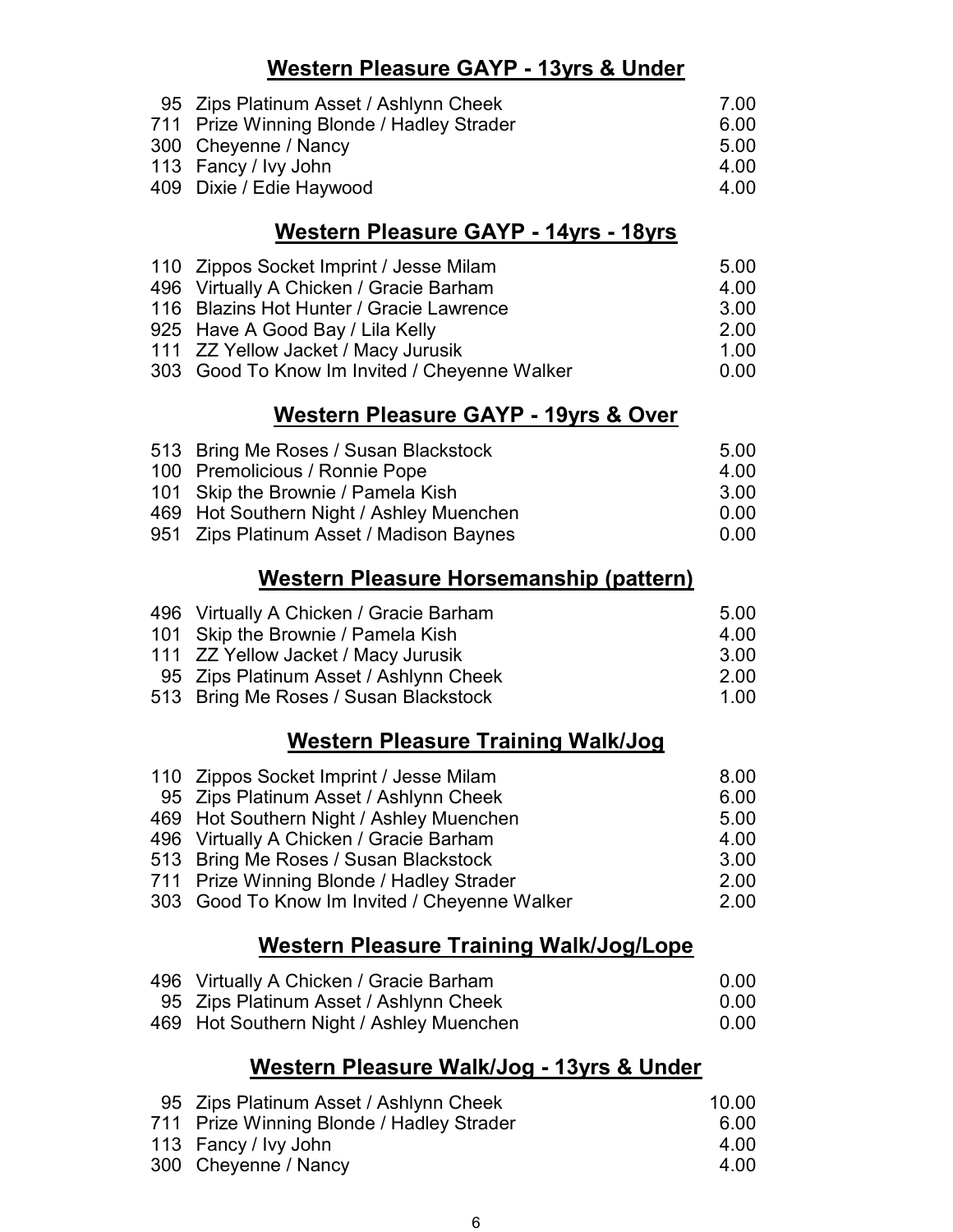## Western Pleasure GAYP - 13yrs & Under

| No. | Horse / Rider | Points |
|---|---|---|
| 95 | Zips Platinum Asset / Ashlynn Cheek | 7.00 |
| 711 | Prize Winning Blonde / Hadley Strader | 6.00 |
| 300 | Cheyenne / Nancy | 5.00 |
| 113 | Fancy / Ivy John | 4.00 |
| 409 | Dixie / Edie Haywood | 4.00 |

## Western Pleasure GAYP - 14yrs - 18yrs

| No. | Horse / Rider | Points |
|---|---|---|
| 110 | Zippos Socket Imprint / Jesse Milam | 5.00 |
| 496 | Virtually A Chicken / Gracie Barham | 4.00 |
| 116 | Blazins Hot Hunter / Gracie Lawrence | 3.00 |
| 925 | Have A Good Bay / Lila Kelly | 2.00 |
| 111 | ZZ Yellow Jacket / Macy Jurusik | 1.00 |
| 303 | Good To Know Im Invited / Cheyenne Walker | 0.00 |

## Western Pleasure GAYP - 19yrs & Over

| No. | Horse / Rider | Points |
|---|---|---|
| 513 | Bring Me Roses / Susan Blackstock | 5.00 |
| 100 | Premolicious / Ronnie Pope | 4.00 |
| 101 | Skip the Brownie / Pamela Kish | 3.00 |
| 469 | Hot Southern Night / Ashley Muenchen | 0.00 |
| 951 | Zips Platinum Asset / Madison Baynes | 0.00 |

## Western Pleasure Horsemanship (pattern)

| No. | Horse / Rider | Points |
|---|---|---|
| 496 | Virtually A Chicken / Gracie Barham | 5.00 |
| 101 | Skip the Brownie / Pamela Kish | 4.00 |
| 111 | ZZ Yellow Jacket / Macy Jurusik | 3.00 |
| 95 | Zips Platinum Asset / Ashlynn Cheek | 2.00 |
| 513 | Bring Me Roses / Susan Blackstock | 1.00 |

## Western Pleasure Training Walk/Jog

| No. | Horse / Rider | Points |
|---|---|---|
| 110 | Zippos Socket Imprint / Jesse Milam | 8.00 |
| 95 | Zips Platinum Asset / Ashlynn Cheek | 6.00 |
| 469 | Hot Southern Night / Ashley Muenchen | 5.00 |
| 496 | Virtually A Chicken / Gracie Barham | 4.00 |
| 513 | Bring Me Roses / Susan Blackstock | 3.00 |
| 711 | Prize Winning Blonde / Hadley Strader | 2.00 |
| 303 | Good To Know Im Invited / Cheyenne Walker | 2.00 |

## Western Pleasure Training Walk/Jog/Lope

| No. | Horse / Rider | Points |
|---|---|---|
| 496 | Virtually A Chicken / Gracie Barham | 0.00 |
| 95 | Zips Platinum Asset / Ashlynn Cheek | 0.00 |
| 469 | Hot Southern Night / Ashley Muenchen | 0.00 |

## Western Pleasure Walk/Jog - 13yrs & Under

| No. | Horse / Rider | Points |
|---|---|---|
| 95 | Zips Platinum Asset / Ashlynn Cheek | 10.00 |
| 711 | Prize Winning Blonde / Hadley Strader | 6.00 |
| 113 | Fancy / Ivy John | 4.00 |
| 300 | Cheyenne / Nancy | 4.00 |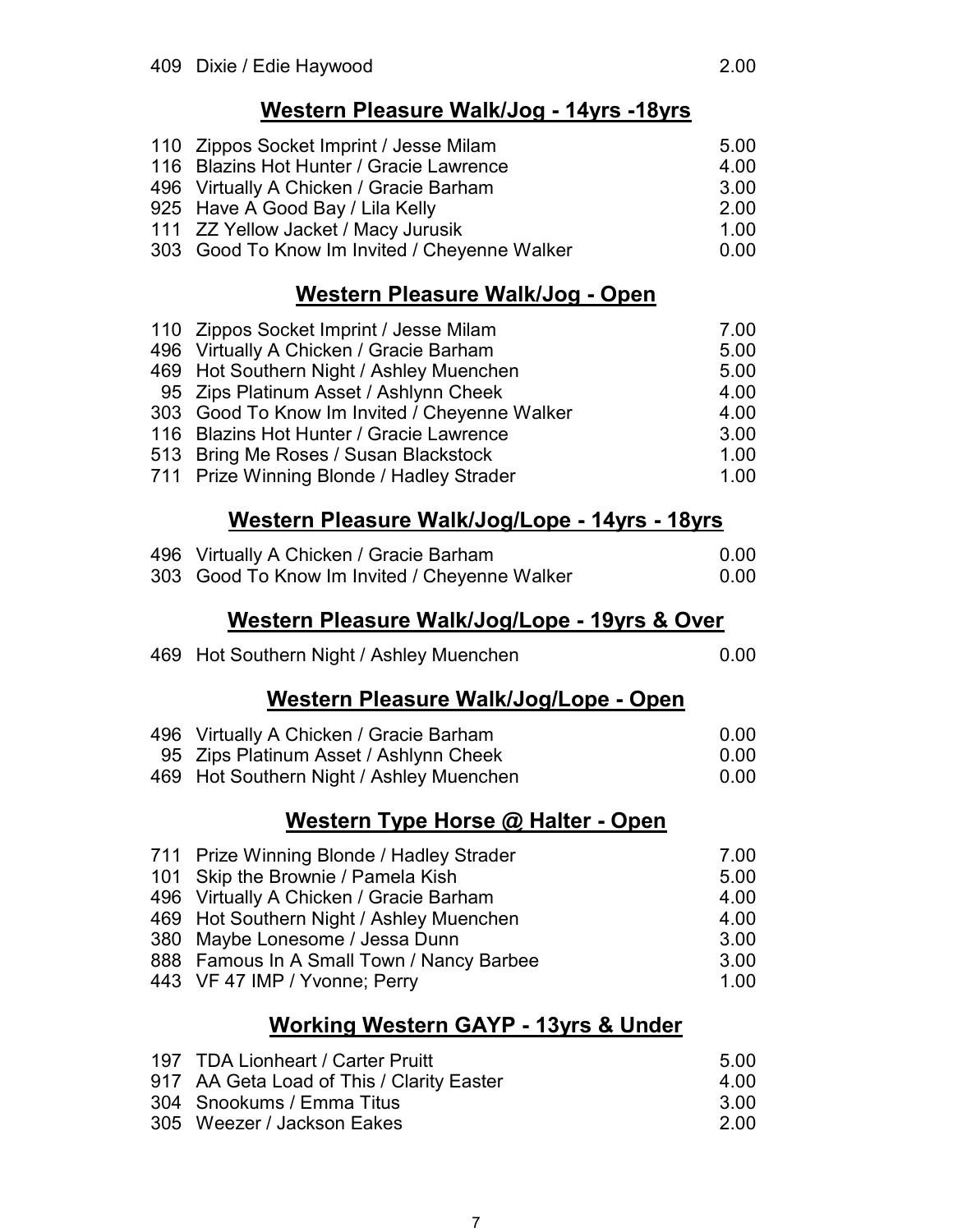| | | |
|---|---|---|
| 409 | Dixie / Edie Haywood | 2.00 |

## Western Pleasure Walk/Jog - 14yrs -18yrs

| | | |
|---|---|---|
| 110 | Zippos Socket Imprint / Jesse Milam | 5.00 |
| 116 | Blazins Hot Hunter / Gracie Lawrence | 4.00 |
| 496 | Virtually A Chicken / Gracie Barham | 3.00 |
| 925 | Have A Good Bay / Lila Kelly | 2.00 |
| 111 | ZZ Yellow Jacket / Macy Jurusik | 1.00 |
| 303 | Good To Know Im Invited / Cheyenne Walker | 0.00 |

## Western Pleasure Walk/Jog - Open

| | | |
|---|---|---|
| 110 | Zippos Socket Imprint / Jesse Milam | 7.00 |
| 496 | Virtually A Chicken / Gracie Barham | 5.00 |
| 469 | Hot Southern Night / Ashley Muenchen | 5.00 |
| 95 | Zips Platinum Asset / Ashlynn Cheek | 4.00 |
| 303 | Good To Know Im Invited / Cheyenne Walker | 4.00 |
| 116 | Blazins Hot Hunter / Gracie Lawrence | 3.00 |
| 513 | Bring Me Roses / Susan Blackstock | 1.00 |
| 711 | Prize Winning Blonde / Hadley Strader | 1.00 |

## Western Pleasure Walk/Jog/Lope - 14yrs - 18yrs

| | | |
|---|---|---|
| 496 | Virtually A Chicken / Gracie Barham | 0.00 |
| 303 | Good To Know Im Invited / Cheyenne Walker | 0.00 |

## Western Pleasure Walk/Jog/Lope - 19yrs & Over

| | | |
|---|---|---|
| 469 | Hot Southern Night / Ashley Muenchen | 0.00 |

## Western Pleasure Walk/Jog/Lope - Open

| | | |
|---|---|---|
| 496 | Virtually A Chicken / Gracie Barham | 0.00 |
| 95 | Zips Platinum Asset / Ashlynn Cheek | 0.00 |
| 469 | Hot Southern Night / Ashley Muenchen | 0.00 |

## Western Type Horse @ Halter - Open

| | | |
|---|---|---|
| 711 | Prize Winning Blonde / Hadley Strader | 7.00 |
| 101 | Skip the Brownie / Pamela Kish | 5.00 |
| 496 | Virtually A Chicken / Gracie Barham | 4.00 |
| 469 | Hot Southern Night / Ashley Muenchen | 4.00 |
| 380 | Maybe Lonesome / Jessa Dunn | 3.00 |
| 888 | Famous In A Small Town / Nancy Barbee | 3.00 |
| 443 | VF 47 IMP / Yvonne; Perry | 1.00 |

## Working Western GAYP - 13yrs & Under

| | | |
|---|---|---|
| 197 | TDA Lionheart / Carter Pruitt | 5.00 |
| 917 | AA Geta Load of This / Clarity Easter | 4.00 |
| 304 | Snookums / Emma Titus | 3.00 |
| 305 | Weezer / Jackson Eakes | 2.00 |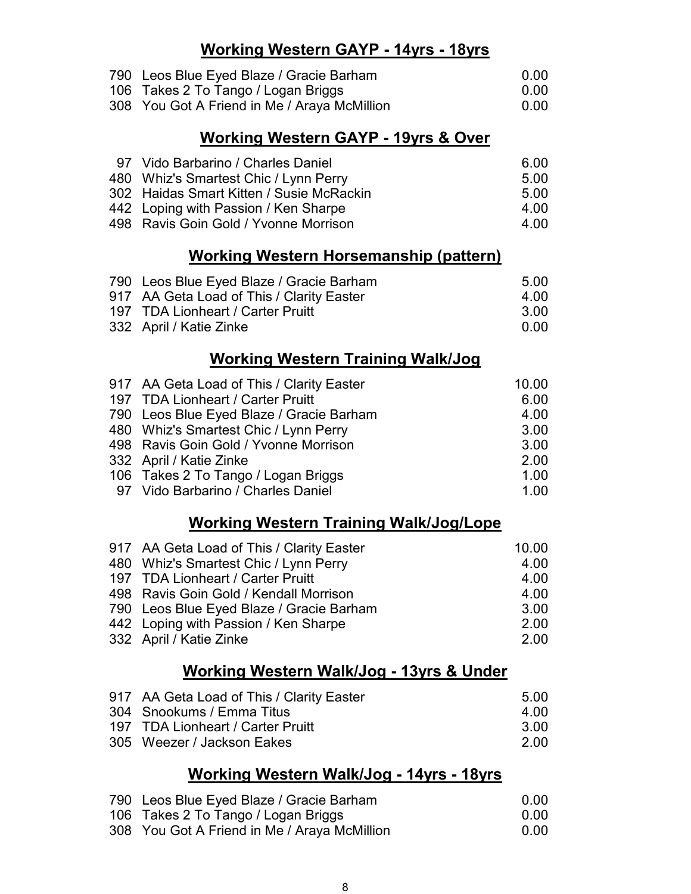## Working Western GAYP - 14yrs - 18yrs

| No. | Horse / Rider | Points |
|---|---|---|
| 790 | Leos Blue Eyed Blaze / Gracie Barham | 0.00 |
| 106 | Takes 2 To Tango / Logan Briggs | 0.00 |
| 308 | You Got A Friend in Me / Araya McMillion | 0.00 |

## Working Western GAYP - 19yrs & Over

| No. | Horse / Rider | Points |
|---|---|---|
| 97 | Vido Barbarino / Charles Daniel | 6.00 |
| 480 | Whiz's Smartest Chic / Lynn Perry | 5.00 |
| 302 | Haidas Smart Kitten / Susie McRackin | 5.00 |
| 442 | Loping with Passion / Ken Sharpe | 4.00 |
| 498 | Ravis Goin Gold / Yvonne Morrison | 4.00 |

## Working Western Horsemanship (pattern)

| No. | Horse / Rider | Points |
|---|---|---|
| 790 | Leos Blue Eyed Blaze / Gracie Barham | 5.00 |
| 917 | AA Geta Load of This / Clarity Easter | 4.00 |
| 197 | TDA Lionheart / Carter Pruitt | 3.00 |
| 332 | April / Katie Zinke | 0.00 |

## Working Western Training Walk/Jog

| No. | Horse / Rider | Points |
|---|---|---|
| 917 | AA Geta Load of This / Clarity Easter | 10.00 |
| 197 | TDA Lionheart / Carter Pruitt | 6.00 |
| 790 | Leos Blue Eyed Blaze / Gracie Barham | 4.00 |
| 480 | Whiz's Smartest Chic / Lynn Perry | 3.00 |
| 498 | Ravis Goin Gold / Yvonne Morrison | 3.00 |
| 332 | April / Katie Zinke | 2.00 |
| 106 | Takes 2 To Tango / Logan Briggs | 1.00 |
| 97 | Vido Barbarino / Charles Daniel | 1.00 |

## Working Western Training Walk/Jog/Lope

| No. | Horse / Rider | Points |
|---|---|---|
| 917 | AA Geta Load of This / Clarity Easter | 10.00 |
| 480 | Whiz's Smartest Chic / Lynn Perry | 4.00 |
| 197 | TDA Lionheart / Carter Pruitt | 4.00 |
| 498 | Ravis Goin Gold / Kendall Morrison | 4.00 |
| 790 | Leos Blue Eyed Blaze / Gracie Barham | 3.00 |
| 442 | Loping with Passion / Ken Sharpe | 2.00 |
| 332 | April / Katie Zinke | 2.00 |

## Working Western Walk/Jog - 13yrs & Under

| No. | Horse / Rider | Points |
|---|---|---|
| 917 | AA Geta Load of This / Clarity Easter | 5.00 |
| 304 | Snookums / Emma Titus | 4.00 |
| 197 | TDA Lionheart / Carter Pruitt | 3.00 |
| 305 | Weezer / Jackson Eakes | 2.00 |

## Working Western Walk/Jog - 14yrs - 18yrs

| No. | Horse / Rider | Points |
|---|---|---|
| 790 | Leos Blue Eyed Blaze / Gracie Barham | 0.00 |
| 106 | Takes 2 To Tango / Logan Briggs | 0.00 |
| 308 | You Got A Friend in Me / Araya McMillion | 0.00 |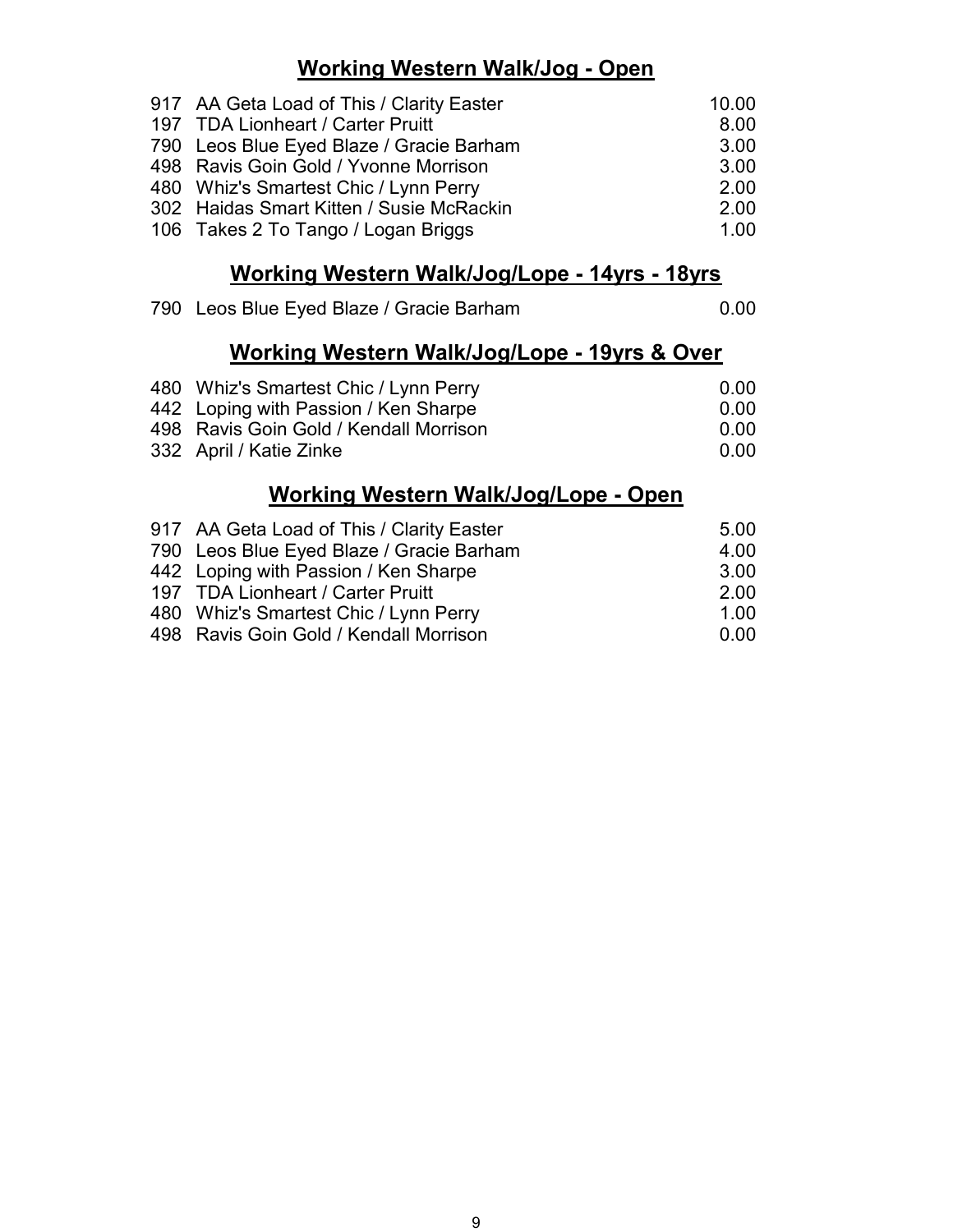## Working Western Walk/Jog - Open

| | | |
|---|---|---|
| 917 | AA Geta Load of This / Clarity Easter | 10.00 |
| 197 | TDA Lionheart / Carter Pruitt | 8.00 |
| 790 | Leos Blue Eyed Blaze / Gracie Barham | 3.00 |
| 498 | Ravis Goin Gold / Yvonne Morrison | 3.00 |
| 480 | Whiz's Smartest Chic / Lynn Perry | 2.00 |
| 302 | Haidas Smart Kitten / Susie McRackin | 2.00 |
| 106 | Takes 2 To Tango / Logan Briggs | 1.00 |

## Working Western Walk/Jog/Lope - 14yrs - 18yrs

| | | |
|---|---|---|
| 790 | Leos Blue Eyed Blaze / Gracie Barham | 0.00 |

## Working Western Walk/Jog/Lope - 19yrs & Over

| | | |
|---|---|---|
| 480 | Whiz's Smartest Chic / Lynn Perry | 0.00 |
| 442 | Loping with Passion / Ken Sharpe | 0.00 |
| 498 | Ravis Goin Gold / Kendall Morrison | 0.00 |
| 332 | April / Katie Zinke | 0.00 |

## Working Western Walk/Jog/Lope - Open

| | | |
|---|---|---|
| 917 | AA Geta Load of This / Clarity Easter | 5.00 |
| 790 | Leos Blue Eyed Blaze / Gracie Barham | 4.00 |
| 442 | Loping with Passion / Ken Sharpe | 3.00 |
| 197 | TDA Lionheart / Carter Pruitt | 2.00 |
| 480 | Whiz's Smartest Chic / Lynn Perry | 1.00 |
| 498 | Ravis Goin Gold / Kendall Morrison | 0.00 |